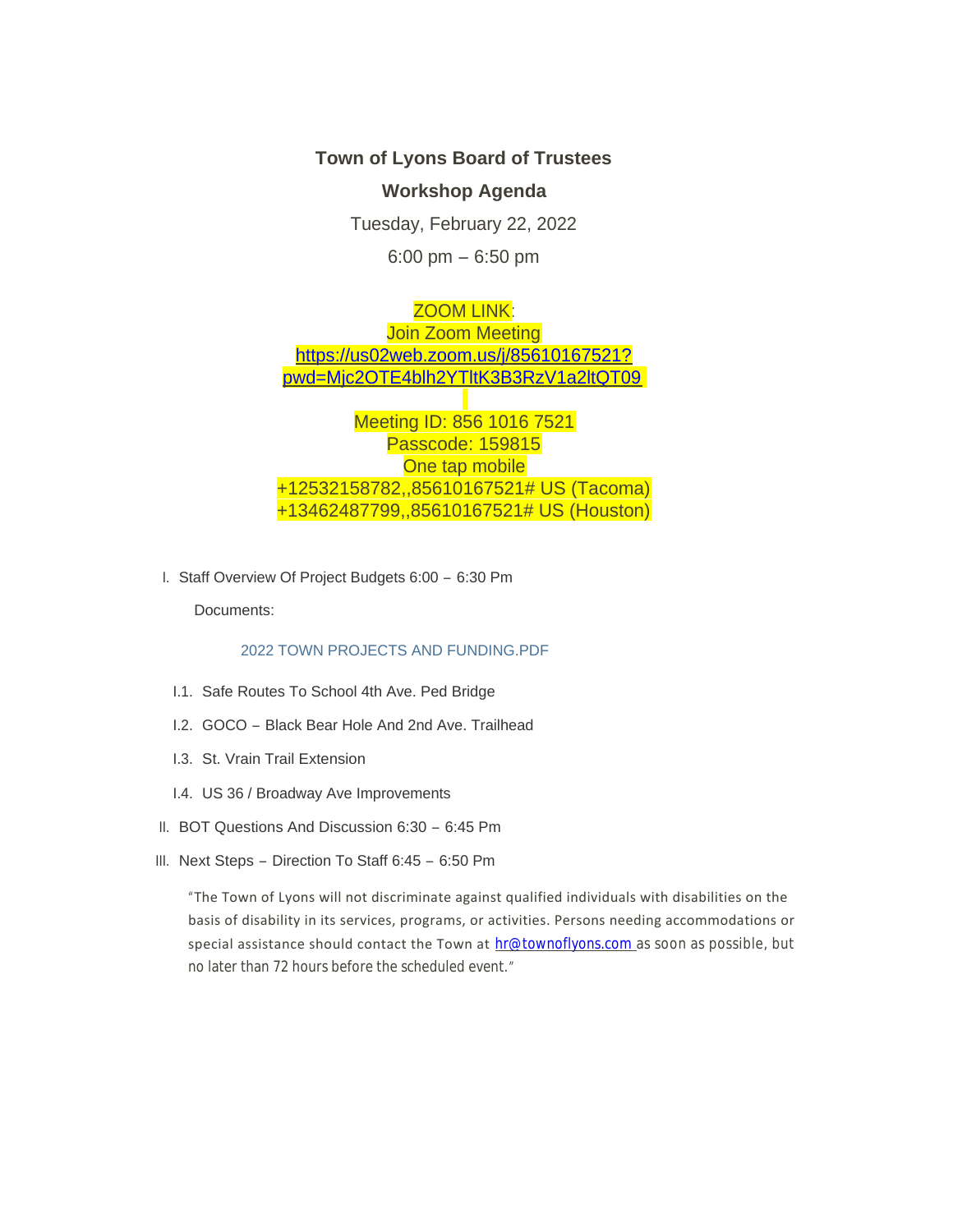# Town of Lyons Board of Trustees

## Workshop Agenda

Tuesday, February 22, 2022

6:00 pm – 6:50 pm

ZOOM LINK:
Join Zoom Meeting
https://us02web.zoom.us/j/85610167521?pwd=Mjc2OTE4blh2YTltK3B3RzV1a2ltQT09

Meeting ID: 856 1016 7521
Passcode: 159815
One tap mobile
+12532158782,,85610167521# US (Tacoma)
+13462487799,,85610167521# US (Houston)

I. Staff Overview Of Project Budgets 6:00 – 6:30 Pm

Documents:

2022 TOWN PROJECTS AND FUNDING.PDF

- I.1. Safe Routes To School 4th Ave. Ped Bridge
- I.2. GOCO – Black Bear Hole And 2nd Ave. Trailhead
- I.3. St. Vrain Trail Extension
- I.4. US 36 / Broadway Ave Improvements

II. BOT Questions And Discussion 6:30 – 6:45 Pm

III. Next Steps – Direction To Staff 6:45 – 6:50 Pm

"The Town of Lyons will not discriminate against qualified individuals with disabilities on the basis of disability in its services, programs, or activities. Persons needing accommodations or special assistance should contact the Town at hr@townoflyons.com as soon as possible, but no later than 72 hours before the scheduled event."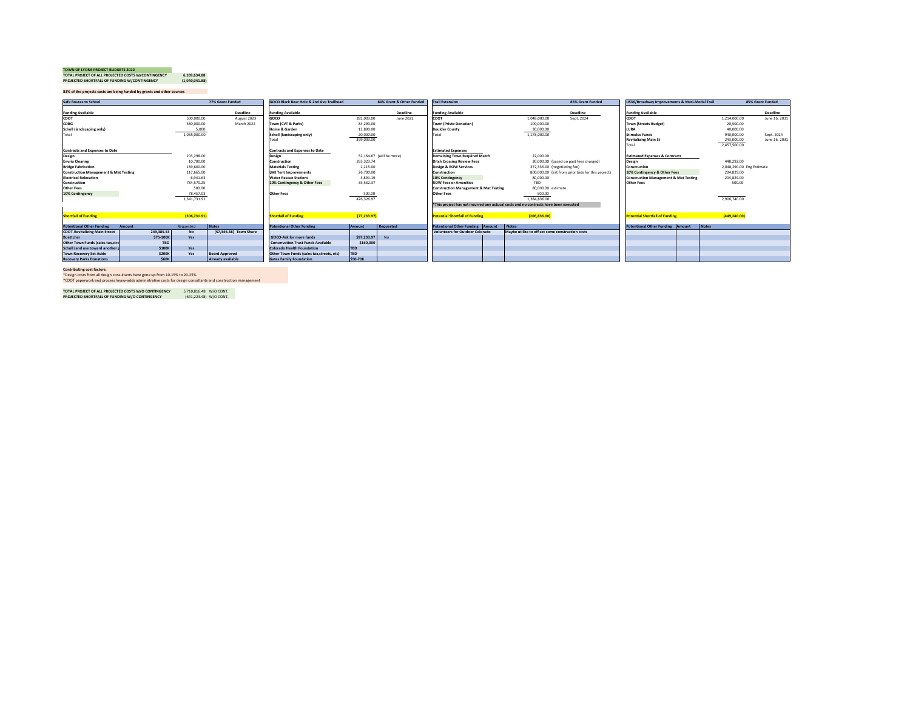**TOWN OF LYONS PROJECT BUDGETS 2022**

| | |
|---|---|
| TOTAL PROJECT OF ALL PROJECTED COSTS W/CONTINGENCY | 6,109,634.88 |
| PROJECTED SHORTFALL OF FUNDING W/CONTINGENCY | (1,040,041.88) |

**83% of the projects costs are being funded by grants and other sources**

## Safe Routes to School — 77% Grant Funded

| Funding Available | | Deadline |
|---|---|---|
| CDOT | 500,000.00 | August 2023 |
| CDBG | 530,000.00 | March 2022 |
| Scholl (landscaping only) | 5,000 | |
| Total | 1,035,000.00 | |

| Contracts and Expenses to Date | |
|---|---|
| Design | 203,298.00 |
| Envrio Clearing | 10,700.00 |
| Bridge Fabrication | 139,600.00 |
| Construction Management & Mat Testing | 117,665.00 |
| Electrical Relocation | 6,941.63 |
| Construction | 784,570.25 |
| Other Fees | 500.00 |
| 10% Contingency | 78,457.03 |
| | 1,341,731.91 |

**Shortfall of Funding** (306,731.91)

| Potentional Other Funding | Amount | Requested | Notes |
|---|---|---|---|
| CDOT-Revitalizing Main Street | 249,385.53 | No | (57,346.38) Town Share |
| Boettcher | $75-100K | Yes | |
| Other Town Funds (sales tax,stre | TBD | | |
| Scholl (and use toward another p | $100K | Yes | |
| Town Recovery Set Aside | $200K | Yes | Board Approved |
| Recovery Parks Donations | $60K | | Already available |

## GOCO Black Bear Hole & 2nd Ave Trailhead — 84% Grant & Other Funded

| Funding Available | | Deadline |
|---|---|---|
| GOCO | 282,003.00 | June 2022 |
| Town (CVT & Parks) | 84,290.00 | |
| Home & Garden | 12,800.00 | |
| Scholl (landscaping only) | 20,000.00 | |
| Total | 399,093.00 | |

| Contracts and Expenses to Date | | |
|---|---|---|
| Design | 52,164.67 | (will be more) |
| Construction | 355,323.74 | |
| Materials Testing | 2,215.00 | |
| LMJ Tent Improvements | 26,700.00 | |
| Water Rescue Stations | 3,891.19 | |
| 10% Contingency & Other Fees | 35,532.37 | |
| Other Fees | 500.00 | |
| | 476,326.97 | |

**Shortfall of Funding** (77,233.97)

| Potentional Other Funding | Amount | Requested |
|---|---|---|
| GOCO-Ask for more funds | $97,233.97 | No |
| Conservation Trust Funds Available | $160,000 | |
| Colorado Health Foundation | TBD | |
| Other Town Funds (sales tax,streets, etc) | TBD | |
| Gates Family Foundation | $50-70K | |

## Trail Extension — 85% Grant Funded

| Funding Available | | Deadline |
|---|---|---|
| CDOT | 1,048,000.00 | Sept. 2024 |
| Town (Privte Donation) | 100,000.00 | |
| Boulder County | 30,000.00 | |
| Total | 1,178,000.00 | |

| Estimated Expenses | | |
|---|---|---|
| Remaining Town Required Match | 22,000.00 | |
| Ditch Crossing Review Fees | 30,000.00 | (based on past fees charged) |
| Design & ROW Services | 372,336.00 | (negotiating fee) |
| Construction | 800,000.00 | (est from prior bids for this project) |
| 10% Contingency | 80,000.00 | |
| ROW Fees or Amenities | TBD | |
| Construction Management & Mat Testing | 80,000.00 | estimate |
| Other Fees | 500.00 | |
| | 1,384,836.00 | |

*This project has not incurred any actucal costs and no contracts have been executed

**Potential Shortfall of Funding** (206,836.00)

| Potentional Other Funding | Amount | Notes |
|---|---|---|
| Volunteers for Outdoor Colorado | | Maybe utilize to off set some construction costs |

## US36/Broadway Improvements & Muti-Modal Trail — 85% Grant Funded

| Funding Available | | Deadline |
|---|---|---|
| CDOT | 1,214,000.00 | June 16, 2031 |
| Town (Streets Budget) | 20,500.00 | |
| LURA | 40,000.00 | |
| Stimulus Funds | 940,000.00 | Sept. 2024 |
| Revitalizing Main St | 243,000.00 | June 16, 2031 |
| Total | 2,457,500.00 | |

| Estimated Expenses & Contracts | | |
|---|---|---|
| Design | 448,292.00 | |
| Construction | 2,048,290.00 | Eng Estimate |
| 10% Contingency & Other Fees | 204,829.00 | |
| Construction Management & Mat Testing | 204,829.00 | |
| Other Fees | 500.00 | |
| | 2,906,740.00 | |

**Potential Shortfall of Funding** (449,240.00)

| Potentional Other Funding | Amount | Notes |
|---|---|---|
| | | |

**Contributing cost factors:**

*Design costs from all design consultants have gone up from 10-15% to 20-25%

*CDOT paperwork and process heavy-adds administrative costs for design consultants and construction management

| | | |
|---|---|---|
| TOTAL PROJECT OF ALL PROJECTED COSTS W/O CONTINGENCY | 5,710,816.48 | W/O CONT. |
| PROJECTED SHORTFALL OF FUNDING W/O CONTINGENCY | (641,223.48) | W/O CONT. |